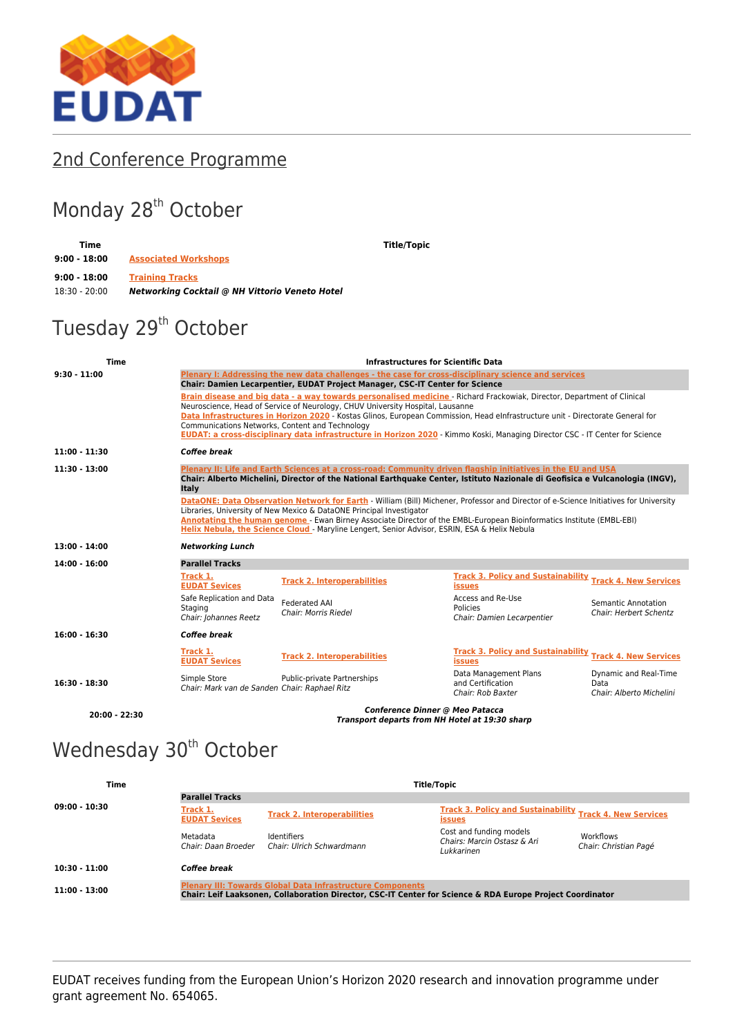# 2nd Conference Programme

## Monday 28th October

| Time | Title/Topic |
|---|---|
| **9:00 - 18:00** | **Associated Workshops** |
| **9:00 - 18:00** | **Training Tracks** |
| 18:30 - 20:00 | ***Networking Cocktail @ NH Vittorio Veneto Hotel*** |

## Tuesday 29th October

| Time | Infrastructures for Scientific Data | | | |
|---|---|---|---|---|
| **9:30 - 11:00** | **Plenary I: Addressing the new data challenges - the case for cross-disciplinary science and services**<br>**Chair: Damien Lecarpentier, EUDAT Project Manager, CSC-IT Center for Science** | | | |
| | **Brain disease and big data - a way towards personalised medicine** - Richard Frackowiak, Director, Department of Clinical Neuroscience, Head of Service of Neurology, CHUV University Hospital, Lausanne<br>**Data Infrastructures in Horizon 2020** - Kostas Glinos, European Commission, Head eInfrastructure unit - Directorate General for Communications Networks, Content and Technology<br>**EUDAT: a cross-disciplinary data infrastructure in Horizon 2020** - Kimmo Koski, Managing Director CSC - IT Center for Science | | | |
| **11:00 - 11:30** | ***Coffee break*** | | | |
| **11:30 - 13:00** | **Plenary II: Life and Earth Sciences at a cross-road: Community driven flagship initiatives in the EU and USA**<br>**Chair: Alberto Michelini, Director of the National Earthquake Center, Istituto Nazionale di Geofisica e Vulcanologia (INGV), Italy** | | | |
| | **DataONE: Data Observation Network for Earth** - William (Bill) Michener, Professor and Director of e-Science Initiatives for University Libraries, University of New Mexico & DataONE Principal Investigator<br>**Annotating the human genome** - Ewan Birney Associate Director of the EMBL-European Bioinformatics Institute (EMBL-EBI)<br>**Helix Nebula, the Science Cloud** - Maryline Lengert, Senior Advisor, ESRIN, ESA & Helix Nebula | | | |
| **13:00 - 14:00** | ***Networking Lunch*** | | | |
| **14:00 - 16:00** | **Parallel Tracks** | | | |
| | **Track 1. EUDAT Sevices** | **Track 2. Interoperabilities** | **Track 3. Policy and Sustainability issues** | **Track 4. New Services** |
| | Safe Replication and Data Staging<br>*Chair: Johannes Reetz* | Federated AAI<br>*Chair: Morris Riedel* | Access and Re-Use Policies<br>*Chair: Damien Lecarpentier* | Semantic Annotation<br>*Chair: Herbert Schentz* |
| **16:00 - 16:30** | ***Coffee break*** | | | |
| | **Track 1. EUDAT Sevices** | **Track 2. Interoperabilities** | **Track 3. Policy and Sustainability issues** | **Track 4. New Services** |
| **16:30 - 18:30** | Simple Store<br>*Chair: Mark van de Sanden* | Public-private Partnerships<br>*Chair: Raphael Ritz* | Data Management Plans and Certification<br>*Chair: Rob Baxter* | Dynamic and Real-Time Data<br>*Chair: Alberto Michelini* |
| **20:00 - 22:30** | ***Conference Dinner @ Meo Patacca***<br>***Transport departs from NH Hotel at 19:30 sharp*** | | | |

## Wednesday 30th October

| Time | Title/Topic | | | |
|---|---|---|---|---|
| **09:00 - 10:30** | **Parallel Tracks** | | | |
| | **Track 1. EUDAT Sevices** | **Track 2. Interoperabilities** | **Track 3. Policy and Sustainability issues** | **Track 4. New Services** |
| | Metadata<br>*Chair: Daan Broeder* | Identifiers<br>*Chair: Ulrich Schwardmann* | Cost and funding models<br>*Chairs: Marcin Ostasz & Ari Lukkarinen* | Workflows<br>*Chair: Christian Pagé* |
| **10:30 - 11:00** | ***Coffee break*** | | | |
| **11:00 - 13:00** | **Plenary III: Towards Global Data Infrastructure Components**<br>**Chair: Leif Laaksonen, Collaboration Director, CSC-IT Center for Science & RDA Europe Project Coordinator** | | | |

EUDAT receives funding from the European Union's Horizon 2020 research and innovation programme under grant agreement No. 654065.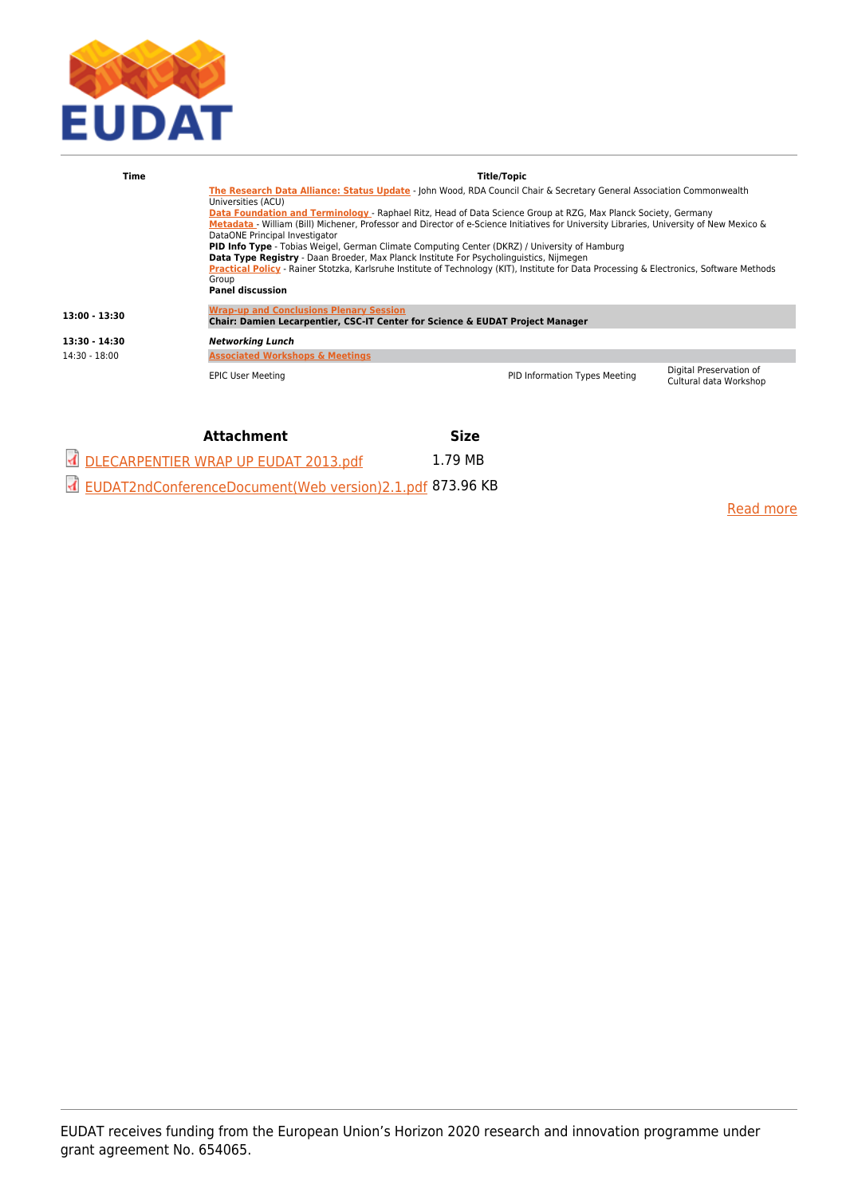| Time | Title/Topic | | |
|---|---|---|---|
| | The Research Data Alliance: Status Update - John Wood, RDA Council Chair & Secretary General Association Commonwealth Universities (ACU)<br>Data Foundation and Terminology - Raphael Ritz, Head of Data Science Group at RZG, Max Planck Society, Germany<br>Metadata - William (Bill) Michener, Professor and Director of e-Science Initiatives for University Libraries, University of New Mexico & DataONE Principal Investigator<br>**PID Info Type** - Tobias Weigel, German Climate Computing Center (DKRZ) / University of Hamburg<br>**Data Type Registry** - Daan Broeder, Max Planck Institute For Psycholinguistics, Nijmegen<br>Practical Policy - Rainer Stotzka, Karlsruhe Institute of Technology (KIT), Institute for Data Processing & Electronics, Software Methods Group<br>**Panel discussion** | | |
| **13:00 - 13:30** | Wrap-up and Conclusions Plenary Session<br>**Chair: Damien Lecarpentier, CSC-IT Center for Science & EUDAT Project Manager** | | |
| **13:30 - 14:30** | ***Networking Lunch*** | | |
| 14:30 - 18:00 | Associated Workshops & Meetings | | |
| | EPIC User Meeting | PID Information Types Meeting | Digital Preservation of Cultural data Workshop |

| Attachment | Size |
|---|---|
| DLECARPENTIER WRAP UP EUDAT 2013.pdf | 1.79 MB |
| EUDAT2ndConferenceDocument(Web version)2.1.pdf | 873.96 KB |

Read more

EUDAT receives funding from the European Union's Horizon 2020 research and innovation programme under grant agreement No. 654065.